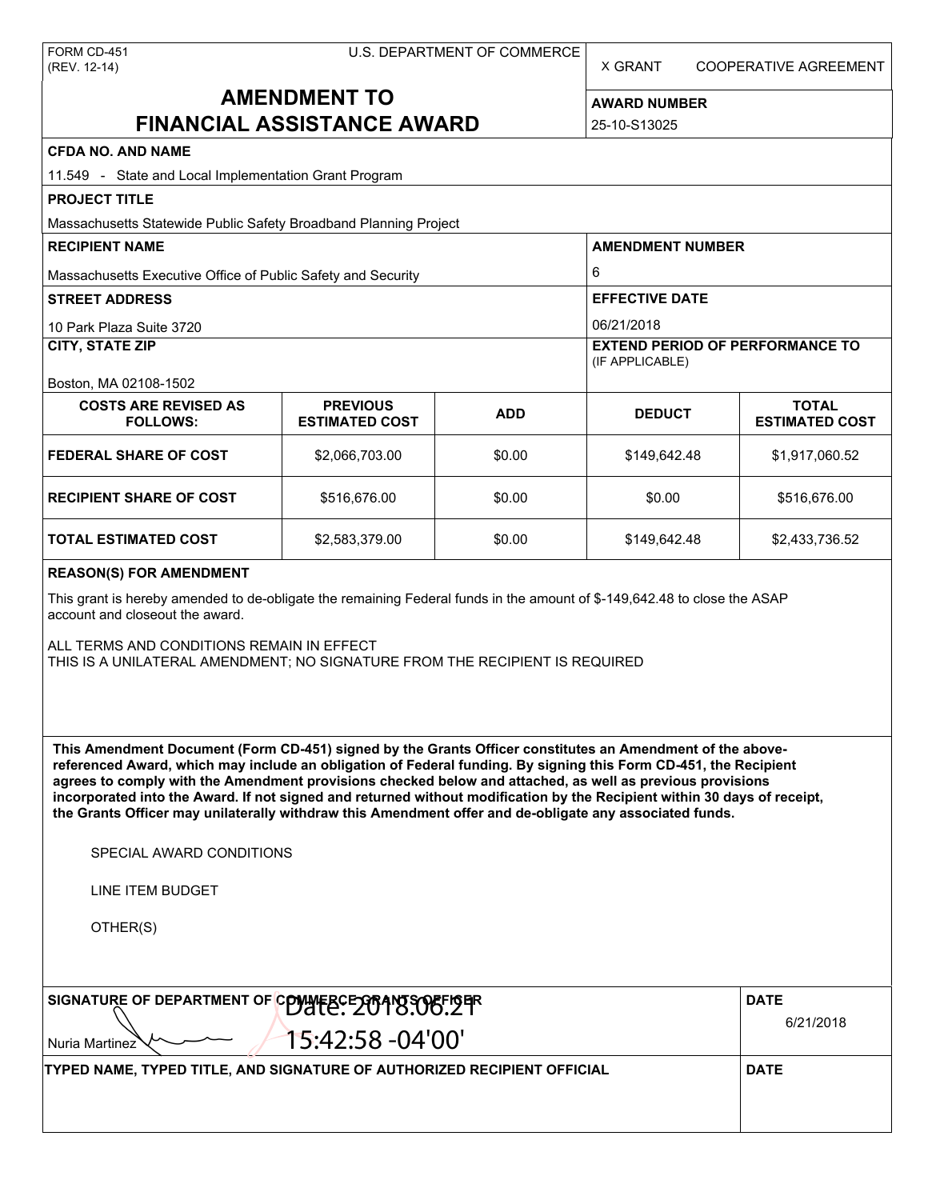FORM CD-451
(REV. 12-14)

U.S. DEPARTMENT OF COMMERCE

X GRANT    COOPERATIVE AGREEMENT

# AMENDMENT TO FINANCIAL ASSISTANCE AWARD

**AWARD NUMBER**

25-10-S13025

**CFDA NO. AND NAME**

11.549 - State and Local Implementation Grant Program

**PROJECT TITLE**

Massachusetts Statewide Public Safety Broadband Planning Project

**RECIPIENT NAME**

Massachusetts Executive Office of Public Safety and Security

**AMENDMENT NUMBER**

6

**STREET ADDRESS**

10 Park Plaza Suite 3720

**EFFECTIVE DATE**

06/21/2018

**CITY, STATE ZIP**

Boston, MA 02108-1502

**EXTEND PERIOD OF PERFORMANCE TO** (IF APPLICABLE)

| COSTS ARE REVISED AS FOLLOWS: | PREVIOUS ESTIMATED COST | ADD | DEDUCT | TOTAL ESTIMATED COST |
|---|---|---|---|---|
| FEDERAL SHARE OF COST | $2,066,703.00 | $0.00 | $149,642.48 | $1,917,060.52 |
| RECIPIENT SHARE OF COST | $516,676.00 | $0.00 | $0.00 | $516,676.00 |
| TOTAL ESTIMATED COST | $2,583,379.00 | $0.00 | $149,642.48 | $2,433,736.52 |

**REASON(S) FOR AMENDMENT**

This grant is hereby amended to de-obligate the remaining Federal funds in the amount of $-149,642.48 to close the ASAP account and closeout the award.

ALL TERMS AND CONDITIONS REMAIN IN EFFECT
THIS IS A UNILATERAL AMENDMENT; NO SIGNATURE FROM THE RECIPIENT IS REQUIRED

**This Amendment Document (Form CD-451) signed by the Grants Officer constitutes an Amendment of the above-referenced Award, which may include an obligation of Federal funding. By signing this Form CD-451, the Recipient agrees to comply with the Amendment provisions checked below and attached, as well as previous provisions incorporated into the Award. If not signed and returned without modification by the Recipient within 30 days of receipt, the Grants Officer may unilaterally withdraw this Amendment offer and de-obligate any associated funds.**

SPECIAL AWARD CONDITIONS

LINE ITEM BUDGET

OTHER(S)

**SIGNATURE OF DEPARTMENT OF COMMERCE GRANTS OFFICER**

Nuria Martinez    Date: 2018.06.21 15:42:58 -04'00'

**DATE**

6/21/2018

**TYPED NAME, TYPED TITLE, AND SIGNATURE OF AUTHORIZED RECIPIENT OFFICIAL**

**DATE**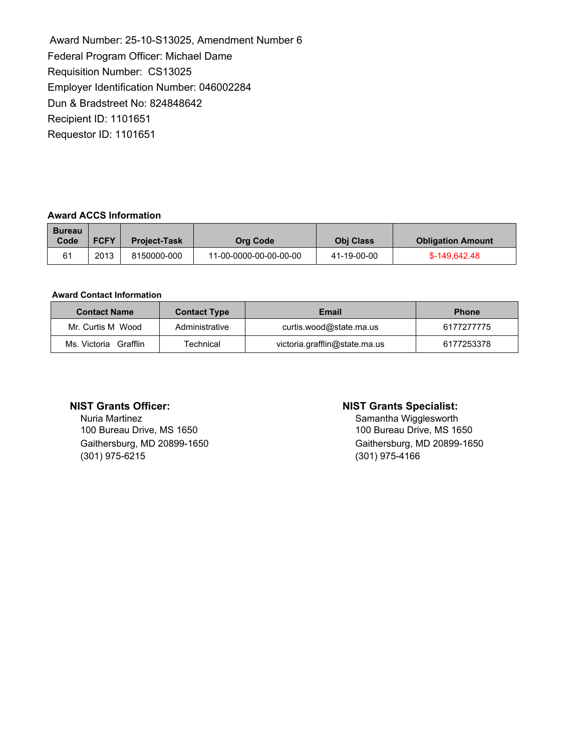Award Number: 25-10-S13025, Amendment Number 6
Federal Program Officer: Michael Dame
Requisition Number: CS13025
Employer Identification Number: 046002284
Dun & Bradstreet No: 824848642
Recipient ID: 1101651
Requestor ID: 1101651

**Award ACCS Information**

| Bureau Code | FCFY | Project-Task | Org Code | Obj Class | Obligation Amount |
|---|---|---|---|---|---|
| 61 | 2013 | 8150000-000 | 11-00-0000-00-00-00-00 | 41-19-00-00 | $-149,642.48 |

**Award Contact Information**

| Contact Name | Contact Type | Email | Phone |
|---|---|---|---|
| Mr. Curtis M Wood | Administrative | curtis.wood@state.ma.us | 6177277775 |
| Ms. Victoria Grafflin | Technical | victoria.grafflin@state.ma.us | 6177253378 |

**NIST Grants Officer:**
Nuria Martinez
100 Bureau Drive, MS 1650
Gaithersburg, MD 20899-1650
(301) 975-6215

**NIST Grants Specialist:**
Samantha Wigglesworth
100 Bureau Drive, MS 1650
Gaithersburg, MD 20899-1650
(301) 975-4166